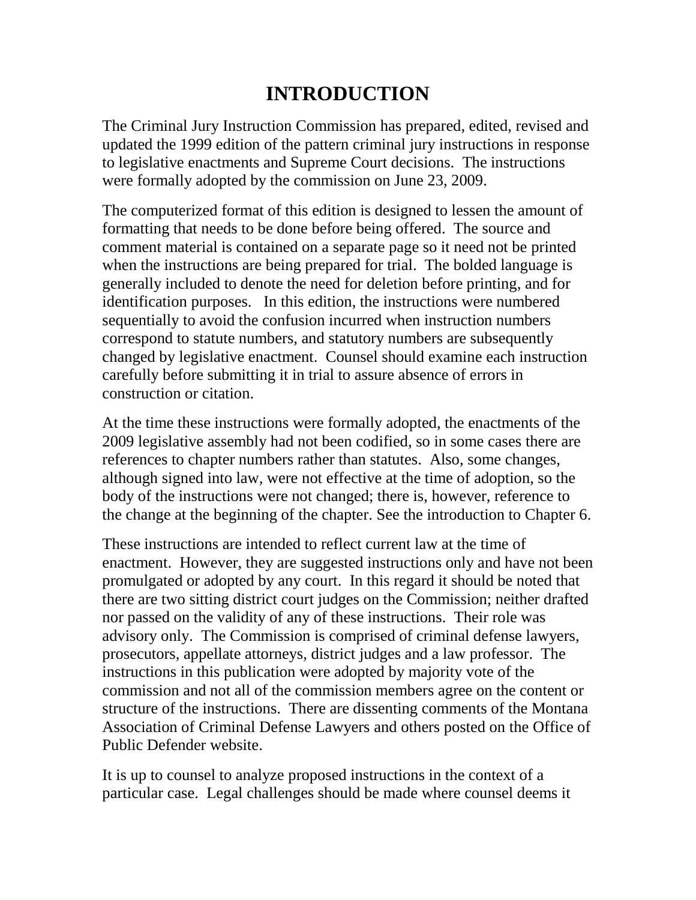# INTRODUCTION

The Criminal Jury Instruction Commission has prepared, edited, revised and updated the 1999 edition of the pattern criminal jury instructions in response to legislative enactments and Supreme Court decisions. The instructions were formally adopted by the commission on June 23, 2009.

The computerized format of this edition is designed to lessen the amount of formatting that needs to be done before being offered. The source and comment material is contained on a separate page so it need not be printed when the instructions are being prepared for trial. The bolded language is generally included to denote the need for deletion before printing, and for identification purposes. In this edition, the instructions were numbered sequentially to avoid the confusion incurred when instruction numbers correspond to statute numbers, and statutory numbers are subsequently changed by legislative enactment. Counsel should examine each instruction carefully before submitting it in trial to assure absence of errors in construction or citation.

At the time these instructions were formally adopted, the enactments of the 2009 legislative assembly had not been codified, so in some cases there are references to chapter numbers rather than statutes. Also, some changes, although signed into law, were not effective at the time of adoption, so the body of the instructions were not changed; there is, however, reference to the change at the beginning of the chapter. See the introduction to Chapter 6.

These instructions are intended to reflect current law at the time of enactment. However, they are suggested instructions only and have not been promulgated or adopted by any court. In this regard it should be noted that there are two sitting district court judges on the Commission; neither drafted nor passed on the validity of any of these instructions. Their role was advisory only. The Commission is comprised of criminal defense lawyers, prosecutors, appellate attorneys, district judges and a law professor. The instructions in this publication were adopted by majority vote of the commission and not all of the commission members agree on the content or structure of the instructions. There are dissenting comments of the Montana Association of Criminal Defense Lawyers and others posted on the Office of Public Defender website.

It is up to counsel to analyze proposed instructions in the context of a particular case. Legal challenges should be made where counsel deems it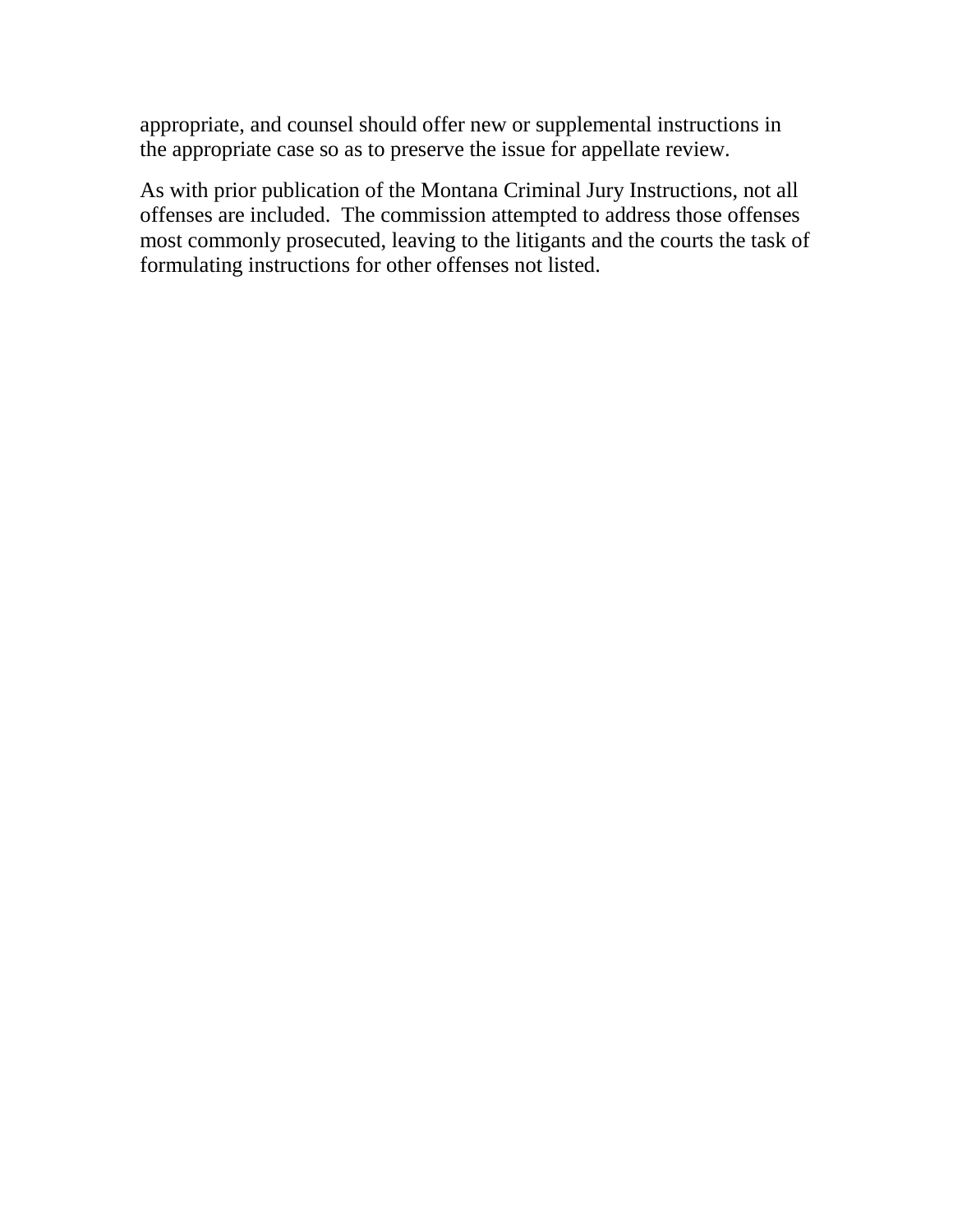appropriate, and counsel should offer new or supplemental instructions in the appropriate case so as to preserve the issue for appellate review.

As with prior publication of the Montana Criminal Jury Instructions, not all offenses are included. The commission attempted to address those offenses most commonly prosecuted, leaving to the litigants and the courts the task of formulating instructions for other offenses not listed.